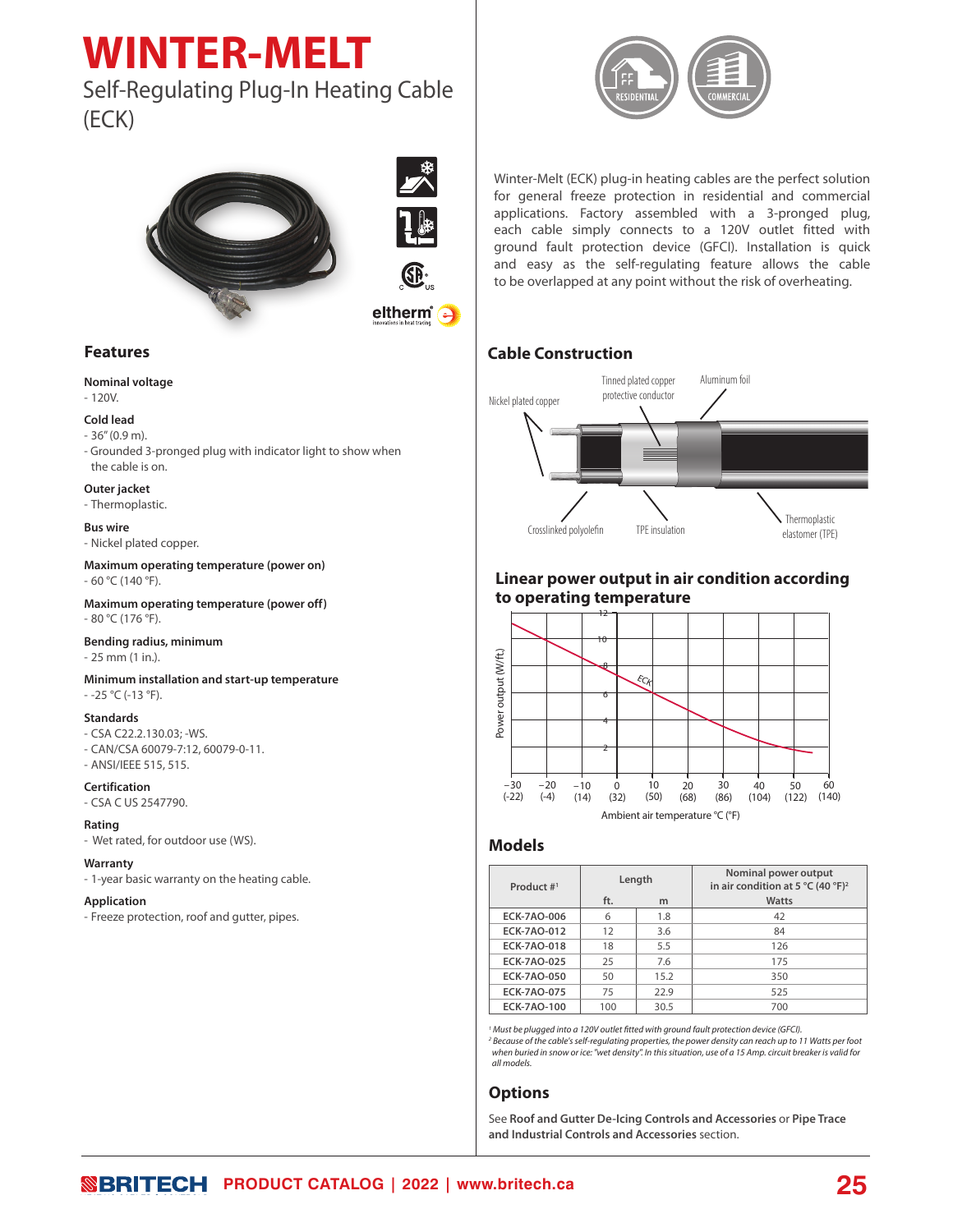# WINTER-MELT

Self-Regulating Plug-In Heating Cable (ECK)

Winter-Melt (ECK) plug-in heating cables are the perfect solution for general freeze protection in residential and commercial applications. Factory assembled with a 3-pronged plug, each cable simply connects to a 120V outlet fitted with ground fault protection device (GFCI). Installation is quick and easy as the self-regulating feature allows the cable to be overlapped at any point without the risk of overheating.

## Features

**Nominal voltage**
- 120V.

**Cold lead**
- 36" (0.9 m).
- Grounded 3-pronged plug with indicator light to show when the cable is on.

**Outer jacket**
- Thermoplastic.

**Bus wire**
- Nickel plated copper.

**Maximum operating temperature (power on)**
- 60 °C (140 °F).

**Maximum operating temperature (power off)**
- 80 °C (176 °F).

**Bending radius, minimum**
- 25 mm (1 in.).

**Minimum installation and start-up temperature**
- -25 °C (-13 °F).

**Standards**
- CSA C22.2.130.03; -WS.
- CAN/CSA 60079-7:12, 60079-0-11.
- ANSI/IEEE 515, 515.

**Certification**
- CSA C US 2547790.

**Rating**
- Wet rated, for outdoor use (WS).

**Warranty**
- 1-year basic warranty on the heating cable.

**Application**
- Freeze protection, roof and gutter, pipes.

## Cable Construction

Nickel plated copper; Tinned plated copper protective conductor; Aluminum foil; Crosslinked polyolefin; TPE insulation; Thermoplastic elastomer (TPE)

## Linear power output in air condition according to operating temperature

Power output (W/ft.) vs. Ambient air temperature °C (°F): −30 (−22), −20 (−4), −10 (14), 0 (32), 10 (50), 20 (68), 30 (86), 40 (104), 50 (122), 60 (140). Curve: ECK

## Models

| Product #[1] | Length | | Nominal power output in air condition at 5 °C (40 °F)[2] |
|---|---|---|---|
| | ft. | m | Watts |
| ECK-7AO-006 | 6 | 1.8 | 42 |
| ECK-7AO-012 | 12 | 3.6 | 84 |
| ECK-7AO-018 | 18 | 5.5 | 126 |
| ECK-7AO-025 | 25 | 7.6 | 175 |
| ECK-7AO-050 | 50 | 15.2 | 350 |
| ECK-7AO-075 | 75 | 22.9 | 525 |
| ECK-7AO-100 | 100 | 30.5 | 700 |

*[1] Must be plugged into a 120V outlet fitted with ground fault protection device (GFCI).*
*[2] Because of the cable's self-regulating properties, the power density can reach up to 11 Watts per foot when buried in snow or ice: "wet density". In this situation, use of a 15 Amp. circuit breaker is valid for all models.*

## Options

See **Roof and Gutter De-Icing Controls and Accessories** or **Pipe Trace and Industrial Controls and Accessories** section.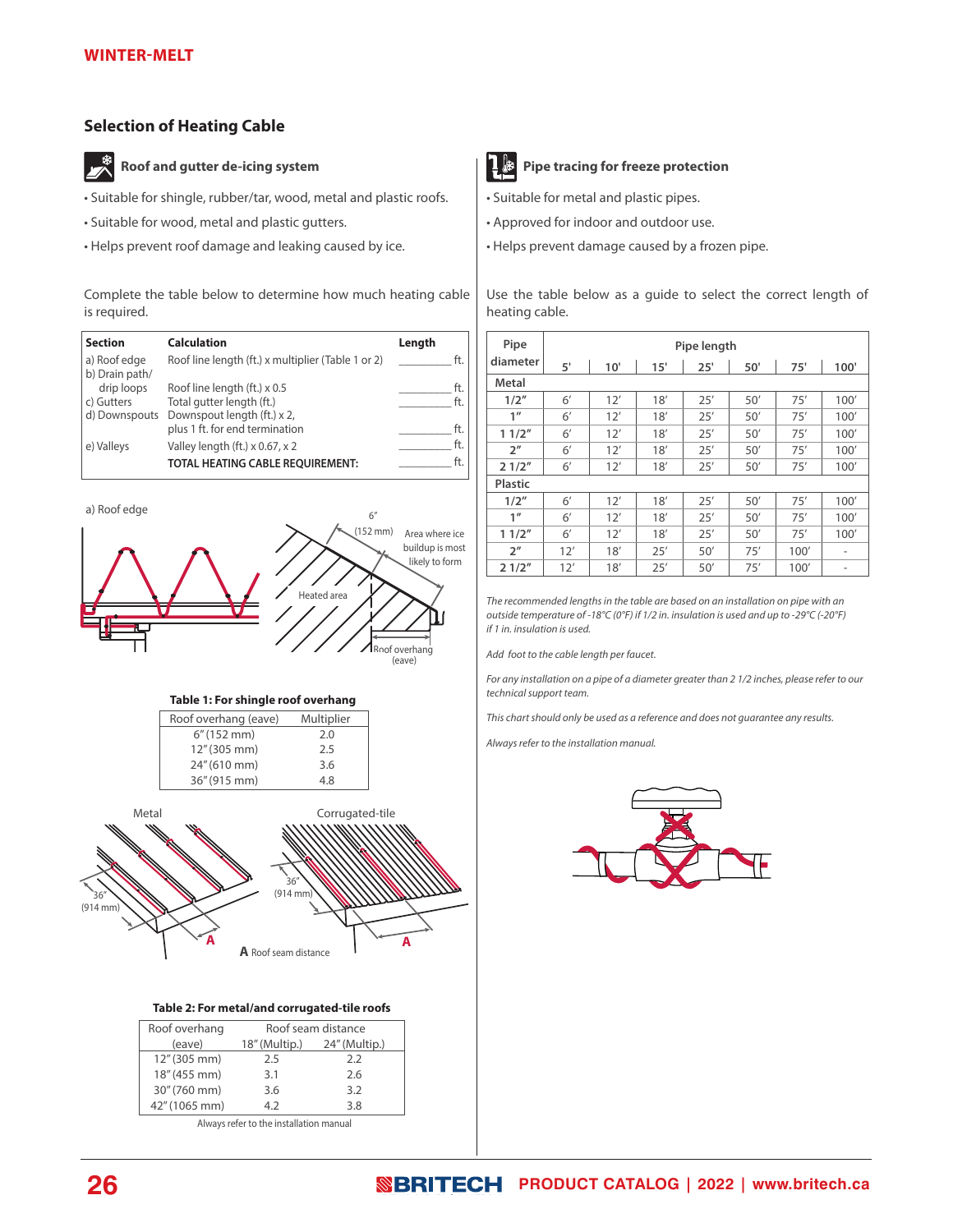WINTER-MELT

## Selection of Heating Cable

### Roof and gutter de-icing system

- Suitable for shingle, rubber/tar, wood, metal and plastic roofs.
- Suitable for wood, metal and plastic gutters.
- Helps prevent roof damage and leaking caused by ice.

Complete the table below to determine how much heating cable is required.

| Section | Calculation | Length |
|---|---|---|
| a) Roof edge | Roof line length (ft.) x multiplier (Table 1 or 2) | _________ ft. |
| b) Drain path/ drip loops | Roof line length (ft.) x 0.5 | _________ ft. |
| c) Gutters | Total gutter length (ft.) | _________ ft. |
| d) Downspouts | Downspout length (ft.) x 2, plus 1 ft. for end termination | _________ ft. |
| e) Valleys | Valley length (ft.) x 0.67, x 2 | _________ ft. |
| | **TOTAL HEATING CABLE REQUIREMENT:** | _________ ft. |

a) Roof edge

6" (152 mm)

Area where ice buildup is most likely to form

Heated area

Roof overhang (eave)

**Table 1: For shingle roof overhang**

| Roof overhang (eave) | Multiplier |
|---|---|
| 6" (152 mm) | 2.0 |
| 12" (305 mm) | 2.5 |
| 24" (610 mm) | 3.6 |
| 36" (915 mm) | 4.8 |

Metal

Corrugated-tile

36" (914 mm)

36" (914 mm)

A

A

**A** Roof seam distance

**Table 2: For metal/and corrugated-tile roofs**

| Roof overhang (eave) | Roof seam distance 18" (Multip.) | 24" (Multip.) |
|---|---|---|
| 12" (305 mm) | 2.5 | 2.2 |
| 18" (455 mm) | 3.1 | 2.6 |
| 30" (760 mm) | 3.6 | 3.2 |
| 42" (1065 mm) | 4.2 | 3.8 |

Always refer to the installation manual

### Pipe tracing for freeze protection

- Suitable for metal and plastic pipes.
- Approved for indoor and outdoor use.
- Helps prevent damage caused by a frozen pipe.

Use the table below as a guide to select the correct length of heating cable.

| Pipe diameter | Pipe length 5' | 10' | 15' | 25' | 50' | 75' | 100' |
|---|---|---|---|---|---|---|---|
| **Metal** | | | | | | | |
| **1/2"** | 6' | 12' | 18' | 25' | 50' | 75' | 100' |
| **1"** | 6' | 12' | 18' | 25' | 50' | 75' | 100' |
| **1 1/2"** | 6' | 12' | 18' | 25' | 50' | 75' | 100' |
| **2"** | 6' | 12' | 18' | 25' | 50' | 75' | 100' |
| **2 1/2"** | 6' | 12' | 18' | 25' | 50' | 75' | 100' |
| **Plastic** | | | | | | | |
| **1/2"** | 6' | 12' | 18' | 25' | 50' | 75' | 100' |
| **1"** | 6' | 12' | 18' | 25' | 50' | 75' | 100' |
| **1 1/2"** | 6' | 12' | 18' | 25' | 50' | 75' | 100' |
| **2"** | 12' | 18' | 25' | 50' | 75' | 100' | - |
| **2 1/2"** | 12' | 18' | 25' | 50' | 75' | 100' | - |

*The recommended lengths in the table are based on an installation on pipe with an outside temperature of -18°C (0°F) if 1/2 in. insulation is used and up to -29°C (-20°F) if 1 in. insulation is used.*

*Add foot to the cable length per faucet.*

*For any installation on a pipe of a diameter greater than 2 1/2 inches, please refer to our technical support team.*

*This chart should only be used as a reference and does not guarantee any results.*

*Always refer to the installation manual.*